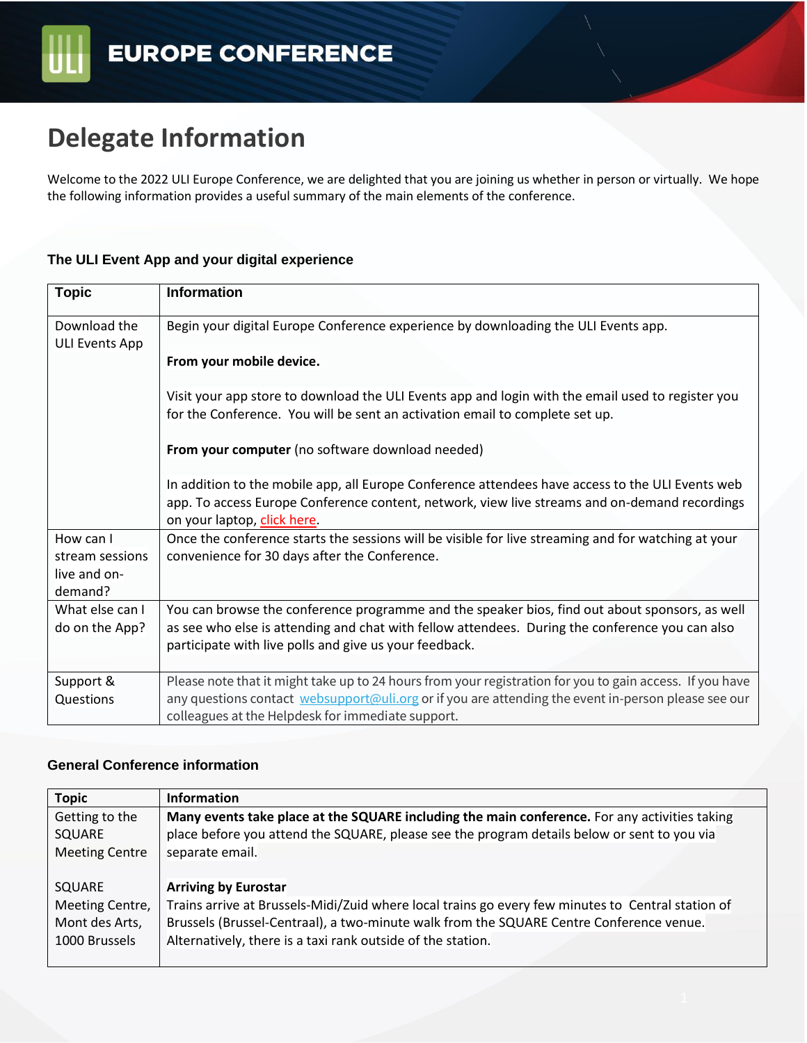# EUROPE CONFERENCE

## Delegate Information

Welcome to the 2022 ULI Europe Conference, we are delighted that you are joining us whether in person or virtually. We hope the following information provides a useful summary of the main elements of the conference.

### The ULI Event App and your digital experience

| Topic | Information |
|---|---|
| Download the ULI Events App | Begin your digital Europe Conference experience by downloading the ULI Events app.<br><br>**From your mobile device.**<br><br>Visit your app store to download the ULI Events app and login with the email used to register you for the Conference. You will be sent an activation email to complete set up.<br><br>**From your computer** (no software download needed)<br><br>In addition to the mobile app, all Europe Conference attendees have access to the ULI Events web app. To access Europe Conference content, network, view live streams and on-demand recordings on your laptop, click here. |
| How can I stream sessions live and on-demand? | Once the conference starts the sessions will be visible for live streaming and for watching at your convenience for 30 days after the Conference. |
| What else can I do on the App? | You can browse the conference programme and the speaker bios, find out about sponsors, as well as see who else is attending and chat with fellow attendees. During the conference you can also participate with live polls and give us your feedback. |
| Support & Questions | Please note that it might take up to 24 hours from your registration for you to gain access. If you have any questions contact websupport@uli.org or if you are attending the event in-person please see our colleagues at the Helpdesk for immediate support. |

### General Conference information

| Topic | Information |
|---|---|
| Getting to the SQUARE Meeting Centre<br><br>SQUARE Meeting Centre, Mont des Arts, 1000 Brussels | **Many events take place at the SQUARE including the main conference.** For any activities taking place before you attend the SQUARE, please see the program details below or sent to you via separate email.<br><br>**Arriving by Eurostar**<br>Trains arrive at Brussels-Midi/Zuid where local trains go every few minutes to Central station of Brussels (Brussel-Centraal), a two-minute walk from the SQUARE Centre Conference venue. Alternatively, there is a taxi rank outside of the station. |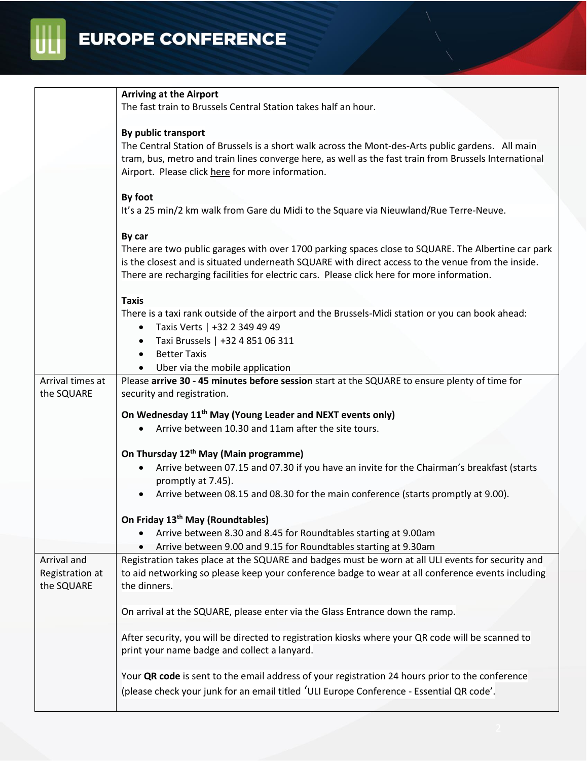| | |
|---|---|
| | **Arriving at the Airport**<br>The fast train to Brussels Central Station takes half an hour.<br><br>**By public transport**<br>The Central Station of Brussels is a short walk across the Mont-des-Arts public gardens. All main tram, bus, metro and train lines converge here, as well as the fast train from Brussels International Airport. Please click here for more information.<br><br>**By foot**<br>It's a 25 min/2 km walk from Gare du Midi to the Square via Nieuwland/Rue Terre-Neuve.<br><br>**By car**<br>There are two public garages with over 1700 parking spaces close to SQUARE. The Albertine car park is the closest and is situated underneath SQUARE with direct access to the venue from the inside. There are recharging facilities for electric cars. Please click here for more information.<br><br>**Taxis**<br>There is a taxi rank outside of the airport and the Brussels-Midi station or you can book ahead:<br>• Taxis Verts \| +32 2 349 49 49<br>• Taxi Brussels \| +32 4 851 06 311<br>• Better Taxis<br>• Uber via the mobile application |
| Arrival times at the SQUARE | Please **arrive 30 - 45 minutes before session** start at the SQUARE to ensure plenty of time for security and registration.<br><br>**On Wednesday 11th May (Young Leader and NEXT events only)**<br>• Arrive between 10.30 and 11am after the site tours.<br><br>**On Thursday 12th May (Main programme)**<br>• Arrive between 07.15 and 07.30 if you have an invite for the Chairman's breakfast (starts promptly at 7.45).<br>• Arrive between 08.15 and 08.30 for the main conference (starts promptly at 9.00).<br><br>**On Friday 13th May (Roundtables)**<br>• Arrive between 8.30 and 8.45 for Roundtables starting at 9.00am<br>• Arrive between 9.00 and 9.15 for Roundtables starting at 9.30am |
| Arrival and Registration at the SQUARE | Registration takes place at the SQUARE and badges must be worn at all ULI events for security and to aid networking so please keep your conference badge to wear at all conference events including the dinners.<br><br>On arrival at the SQUARE, please enter via the Glass Entrance down the ramp.<br><br>After security, you will be directed to registration kiosks where your QR code will be scanned to print your name badge and collect a lanyard.<br><br>Your **QR code** is sent to the email address of your registration 24 hours prior to the conference (please check your junk for an email titled 'ULI Europe Conference - Essential QR code'. |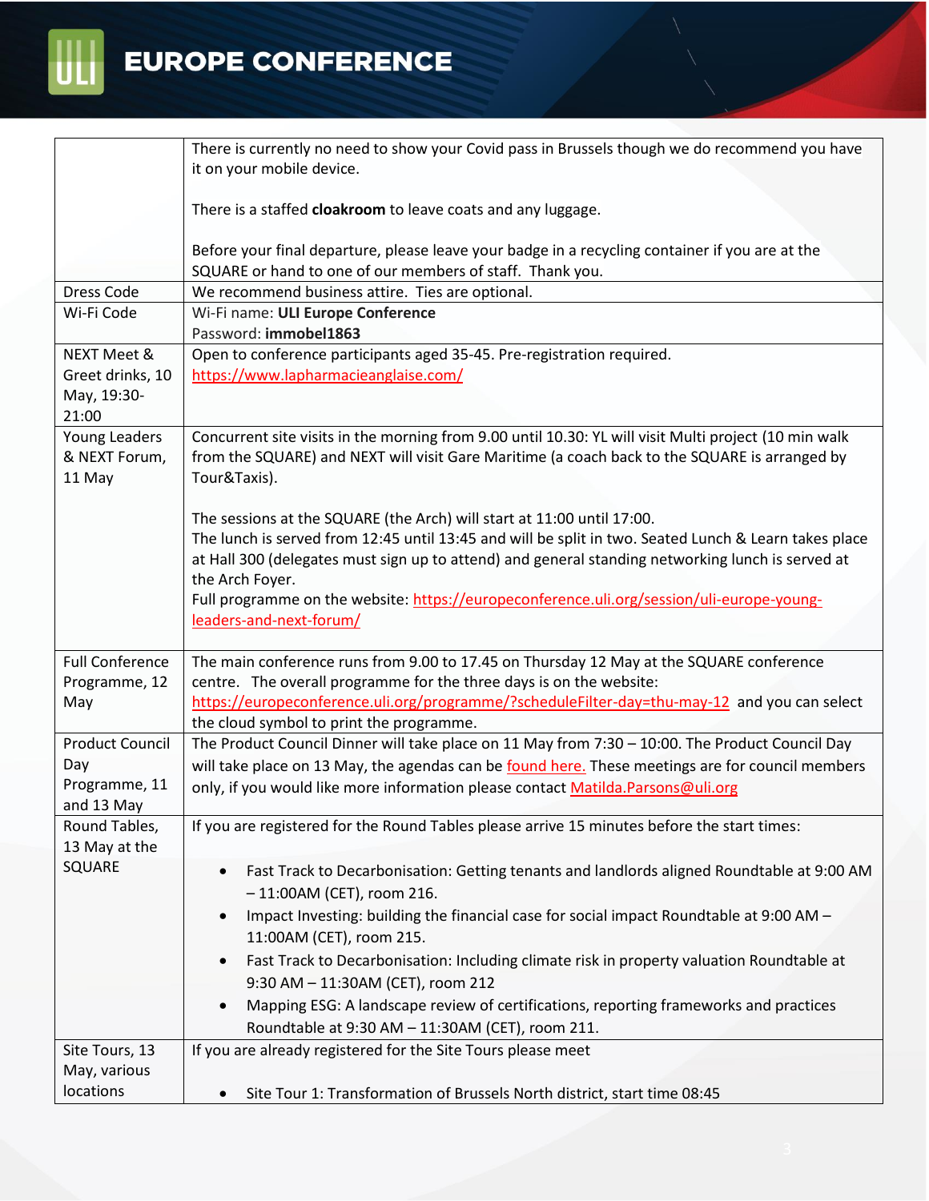# EUROPE CONFERENCE

| | |
|---|---|
| | There is currently no need to show your Covid pass in Brussels though we do recommend you have it on your mobile device.<br><br>There is a staffed **cloakroom** to leave coats and any luggage.<br><br>Before your final departure, please leave your badge in a recycling container if you are at the SQUARE or hand to one of our members of staff. Thank you. |
| Dress Code | We recommend business attire. Ties are optional. |
| Wi-Fi Code | Wi-Fi name: **ULI Europe Conference**<br>Password: **immobel1863** |
| NEXT Meet & Greet drinks, 10 May, 19:30-21:00 | Open to conference participants aged 35-45. Pre-registration required.<br>https://www.lapharmacieanglaise.com/ |
| Young Leaders & NEXT Forum, 11 May | Concurrent site visits in the morning from 9.00 until 10.30: YL will visit Multi project (10 min walk from the SQUARE) and NEXT will visit Gare Maritime (a coach back to the SQUARE is arranged by Tour&Taxis).<br><br>The sessions at the SQUARE (the Arch) will start at 11:00 until 17:00.<br>The lunch is served from 12:45 until 13:45 and will be split in two. Seated Lunch & Learn takes place at Hall 300 (delegates must sign up to attend) and general standing networking lunch is served at the Arch Foyer.<br>Full programme on the website: https://europeconference.uli.org/session/uli-europe-young-leaders-and-next-forum/ |
| Full Conference Programme, 12 May | The main conference runs from 9.00 to 17.45 on Thursday 12 May at the SQUARE conference centre. The overall programme for the three days is on the website: https://europeconference.uli.org/programme/?scheduleFilter-day=thu-may-12 and you can select the cloud symbol to print the programme. |
| Product Council Day Programme, 11 and 13 May | The Product Council Dinner will take place on 11 May from 7:30 – 10:00. The Product Council Day will take place on 13 May, the agendas can be found here. These meetings are for council members only, if you would like more information please contact Matilda.Parsons@uli.org |
| Round Tables, 13 May at the SQUARE | If you are registered for the Round Tables please arrive 15 minutes before the start times:<br><br>• Fast Track to Decarbonisation: Getting tenants and landlords aligned Roundtable at 9:00 AM – 11:00AM (CET), room 216.<br>• Impact Investing: building the financial case for social impact Roundtable at 9:00 AM – 11:00AM (CET), room 215.<br>• Fast Track to Decarbonisation: Including climate risk in property valuation Roundtable at 9:30 AM – 11:30AM (CET), room 212<br>• Mapping ESG: A landscape review of certifications, reporting frameworks and practices Roundtable at 9:30 AM – 11:30AM (CET), room 211. |
| Site Tours, 13 May, various locations | If you are already registered for the Site Tours please meet<br><br>• Site Tour 1: Transformation of Brussels North district, start time 08:45 |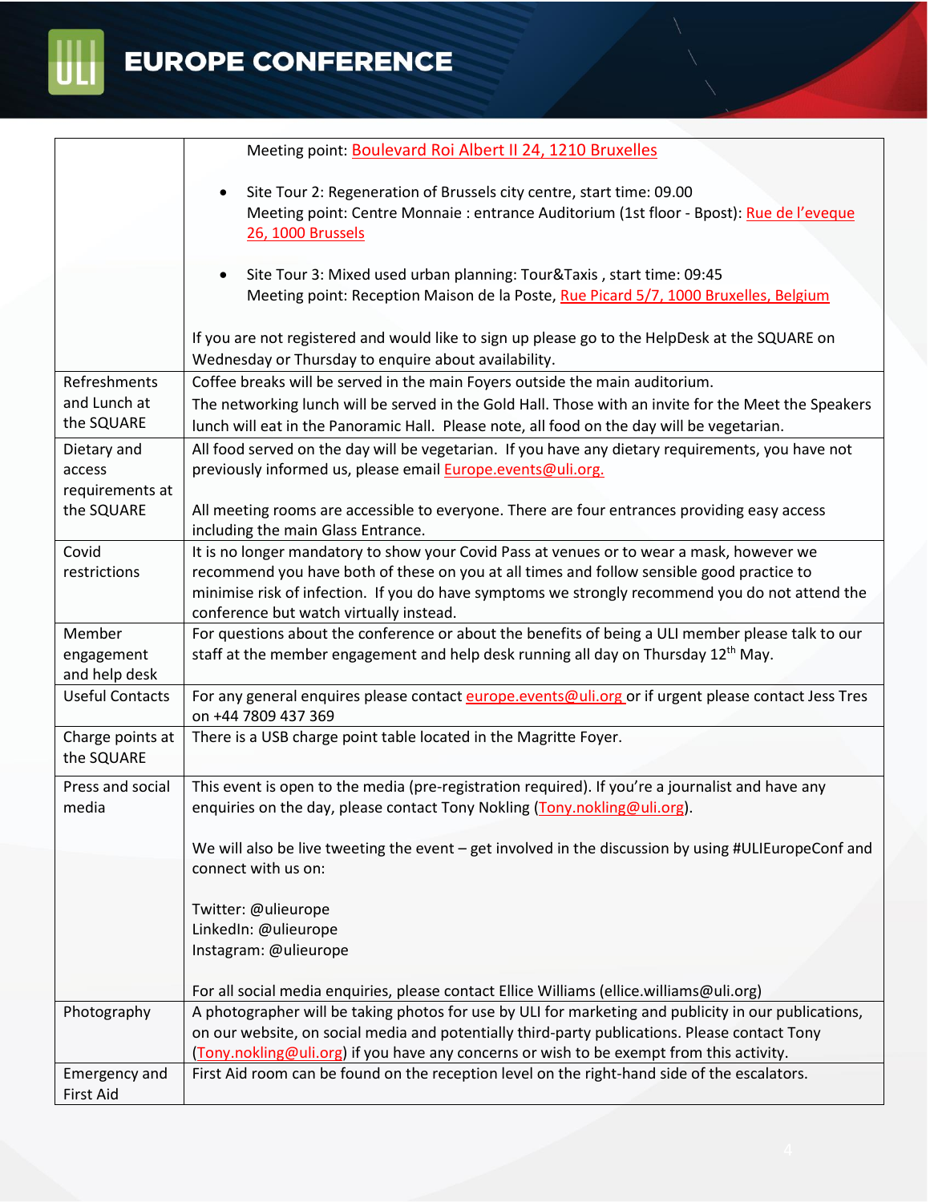| | |
|---|---|
| | Meeting point: Boulevard Roi Albert II 24, 1210 Bruxelles<br><br>• Site Tour 2: Regeneration of Brussels city centre, start time: 09.00<br>Meeting point: Centre Monnaie : entrance Auditorium (1st floor - Bpost): Rue de l'eveque 26, 1000 Brussels<br><br>• Site Tour 3: Mixed used urban planning: Tour&Taxis , start time: 09:45<br>Meeting point: Reception Maison de la Poste, Rue Picard 5/7, 1000 Bruxelles, Belgium<br><br>If you are not registered and would like to sign up please go to the HelpDesk at the SQUARE on Wednesday or Thursday to enquire about availability. |
| Refreshments and Lunch at the SQUARE | Coffee breaks will be served in the main Foyers outside the main auditorium.<br>The networking lunch will be served in the Gold Hall. Those with an invite for the Meet the Speakers lunch will eat in the Panoramic Hall. Please note, all food on the day will be vegetarian. |
| Dietary and access requirements at the SQUARE | All food served on the day will be vegetarian. If you have any dietary requirements, you have not previously informed us, please email Europe.events@uli.org.<br><br>All meeting rooms are accessible to everyone. There are four entrances providing easy access including the main Glass Entrance. |
| Covid restrictions | It is no longer mandatory to show your Covid Pass at venues or to wear a mask, however we recommend you have both of these on you at all times and follow sensible good practice to minimise risk of infection. If you do have symptoms we strongly recommend you do not attend the conference but watch virtually instead. |
| Member engagement and help desk | For questions about the conference or about the benefits of being a ULI member please talk to our staff at the member engagement and help desk running all day on Thursday 12th May. |
| Useful Contacts | For any general enquires please contact europe.events@uli.org or if urgent please contact Jess Tres on +44 7809 437 369 |
| Charge points at the SQUARE | There is a USB charge point table located in the Magritte Foyer. |
| Press and social media | This event is open to the media (pre-registration required). If you're a journalist and have any enquiries on the day, please contact Tony Nokling (Tony.nokling@uli.org).<br><br>We will also be live tweeting the event – get involved in the discussion by using #ULIEuropeConf and connect with us on:<br><br>Twitter: @ulieurope<br>LinkedIn: @ulieurope<br>Instagram: @ulieurope<br><br>For all social media enquiries, please contact Ellice Williams (ellice.williams@uli.org) |
| Photography | A photographer will be taking photos for use by ULI for marketing and publicity in our publications, on our website, on social media and potentially third-party publications. Please contact Tony (Tony.nokling@uli.org) if you have any concerns or wish to be exempt from this activity. |
| Emergency and First Aid | First Aid room can be found on the reception level on the right-hand side of the escalators. |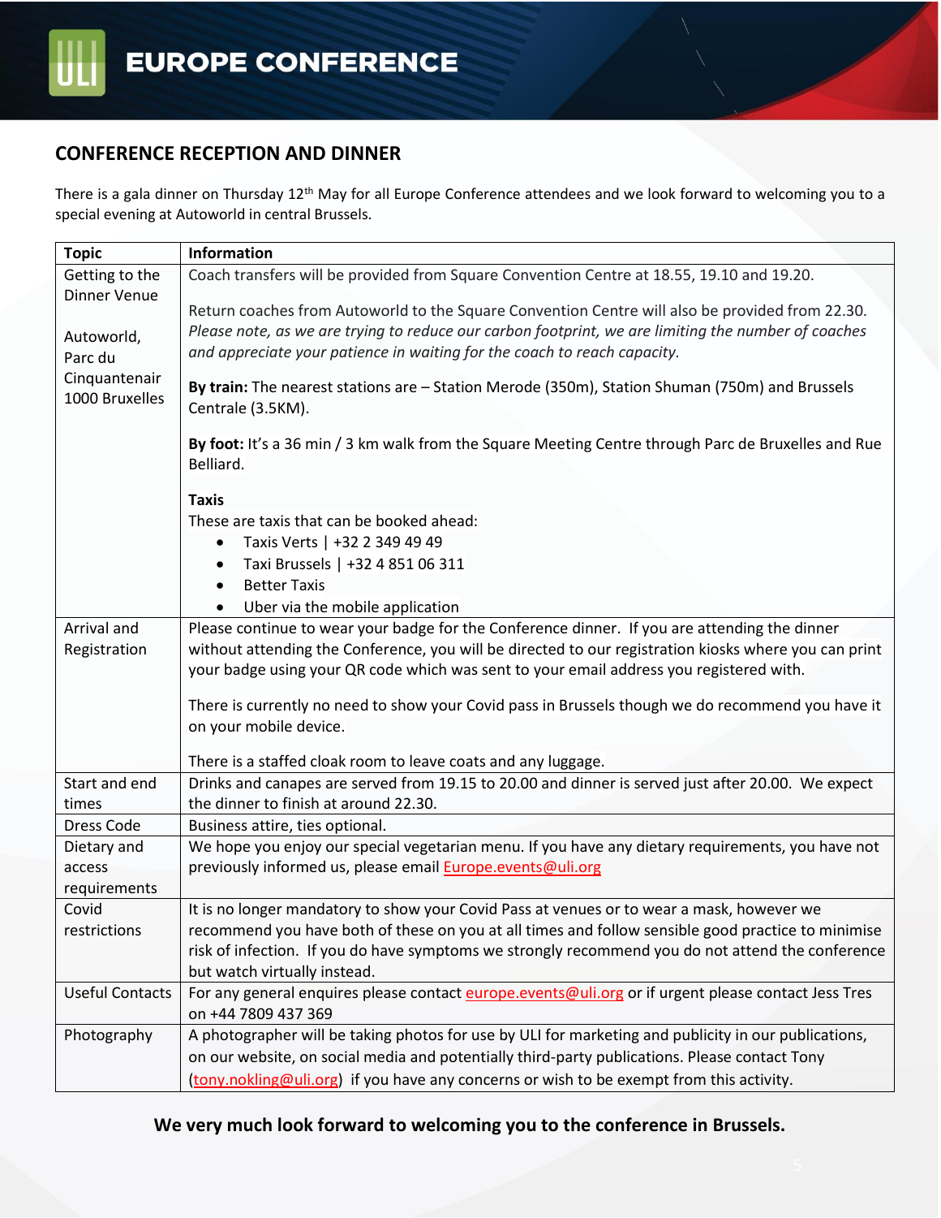# CONFERENCE RECEPTION AND DINNER

There is a gala dinner on Thursday 12th May for all Europe Conference attendees and we look forward to welcoming you to a special evening at Autoworld in central Brussels.

| Topic | Information |
|---|---|
| Getting to the Dinner Venue<br><br>Autoworld, Parc du Cinquantenair 1000 Bruxelles | Coach transfers will be provided from Square Convention Centre at 18.55, 19.10 and 19.20.<br><br>Return coaches from Autoworld to the Square Convention Centre will also be provided from 22.30. *Please note, as we are trying to reduce our carbon footprint, we are limiting the number of coaches and appreciate your patience in waiting for the coach to reach capacity.*<br><br>**By train:** The nearest stations are – Station Merode (350m), Station Shuman (750m) and Brussels Centrale (3.5KM).<br><br>**By foot:** It's a 36 min / 3 km walk from the Square Meeting Centre through Parc de Bruxelles and Rue Belliard.<br><br>**Taxis**<br>These are taxis that can be booked ahead:<br>• Taxis Verts \| +32 2 349 49 49<br>• Taxi Brussels \| +32 4 851 06 311<br>• Better Taxis<br>• Uber via the mobile application |
| Arrival and Registration | Please continue to wear your badge for the Conference dinner. If you are attending the dinner without attending the Conference, you will be directed to our registration kiosks where you can print your badge using your QR code which was sent to your email address you registered with.<br><br>There is currently no need to show your Covid pass in Brussels though we do recommend you have it on your mobile device.<br><br>There is a staffed cloak room to leave coats and any luggage. |
| Start and end times | Drinks and canapes are served from 19.15 to 20.00 and dinner is served just after 20.00. We expect the dinner to finish at around 22.30. |
| Dress Code | Business attire, ties optional. |
| Dietary and access requirements | We hope you enjoy our special vegetarian menu. If you have any dietary requirements, you have not previously informed us, please email Europe.events@uli.org |
| Covid restrictions | It is no longer mandatory to show your Covid Pass at venues or to wear a mask, however we recommend you have both of these on you at all times and follow sensible good practice to minimise risk of infection. If you do have symptoms we strongly recommend you do not attend the conference but watch virtually instead. |
| Useful Contacts | For any general enquires please contact europe.events@uli.org or if urgent please contact Jess Tres on +44 7809 437 369 |
| Photography | A photographer will be taking photos for use by ULI for marketing and publicity in our publications, on our website, on social media and potentially third-party publications. Please contact Tony (tony.nokling@uli.org) if you have any concerns or wish to be exempt from this activity. |

**We very much look forward to welcoming you to the conference in Brussels.**